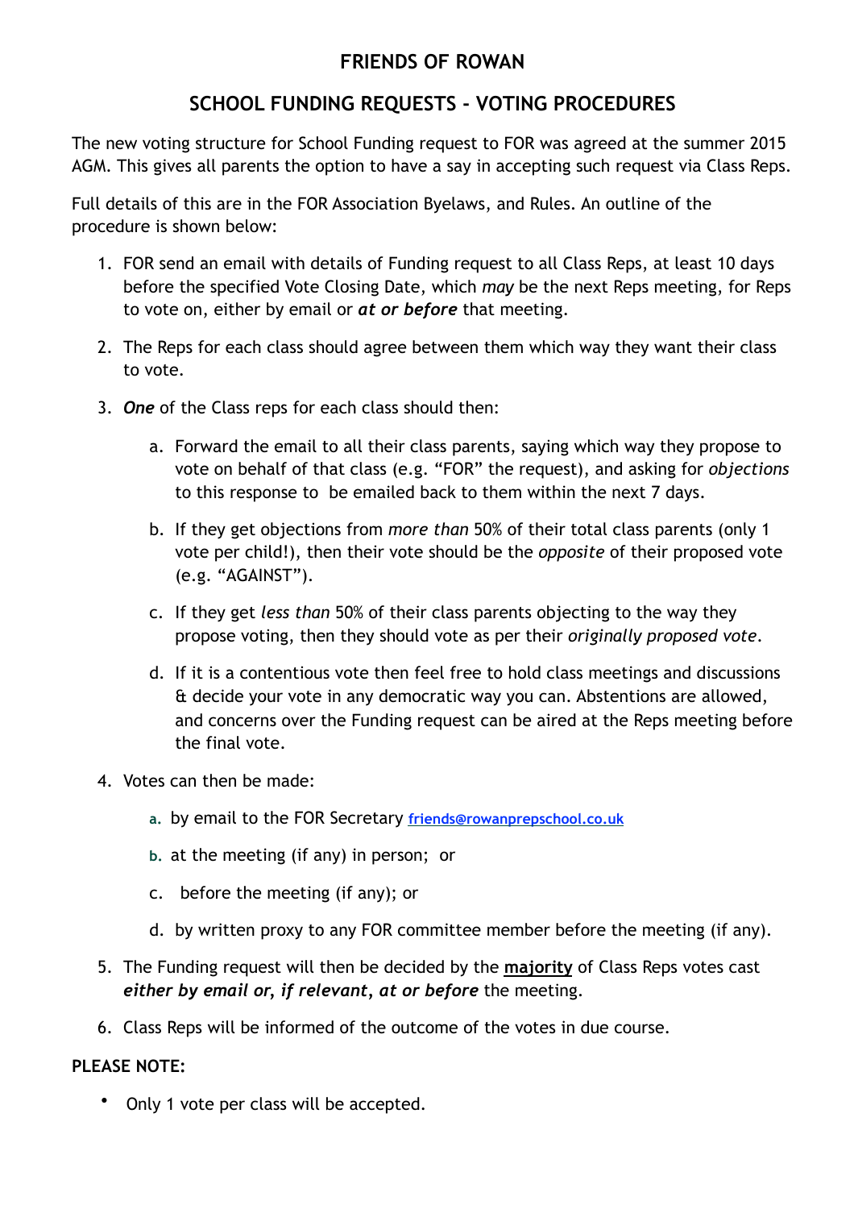# FRIENDS OF ROWAN

## SCHOOL FUNDING REQUESTS - VOTING PROCEDURES

The new voting structure for School Funding request to FOR was agreed at the summer 2015 AGM. This gives all parents the option to have a say in accepting such request via Class Reps.

Full details of this are in the FOR Association Byelaws, and Rules. An outline of the procedure is shown below:

1. FOR send an email with details of Funding request to all Class Reps, at least 10 days before the specified Vote Closing Date, which *may* be the next Reps meeting, for Reps to vote on, either by email or ***at or before*** that meeting.

2. The Reps for each class should agree between them which way they want their class to vote.

3. ***One*** of the Class reps for each class should then:

    a. Forward the email to all their class parents, saying which way they propose to vote on behalf of that class (e.g. "FOR" the request), and asking for *objections* to this response to be emailed back to them within the next 7 days.

    b. If they get objections from *more than* 50% of their total class parents (only 1 vote per child!), then their vote should be the *opposite* of their proposed vote (e.g. "AGAINST").

    c. If they get *less than* 50% of their class parents objecting to the way they propose voting, then they should vote as per their *originally proposed vote*.

    d. If it is a contentious vote then feel free to hold class meetings and discussions & decide your vote in any democratic way you can. Abstentions are allowed, and concerns over the Funding request can be aired at the Reps meeting before the final vote.

4. Votes can then be made:

    a. by email to the FOR Secretary friends@rowanprepschool.co.uk

    b. at the meeting (if any) in person; or

    c. before the meeting (if any); or

    d. by written proxy to any FOR committee member before the meeting (if any).

5. The Funding request will then be decided by the **majority** of Class Reps votes cast ***either by email or, if relevant, at or before*** the meeting.

6. Class Reps will be informed of the outcome of the votes in due course.

**PLEASE NOTE:**

- Only 1 vote per class will be accepted.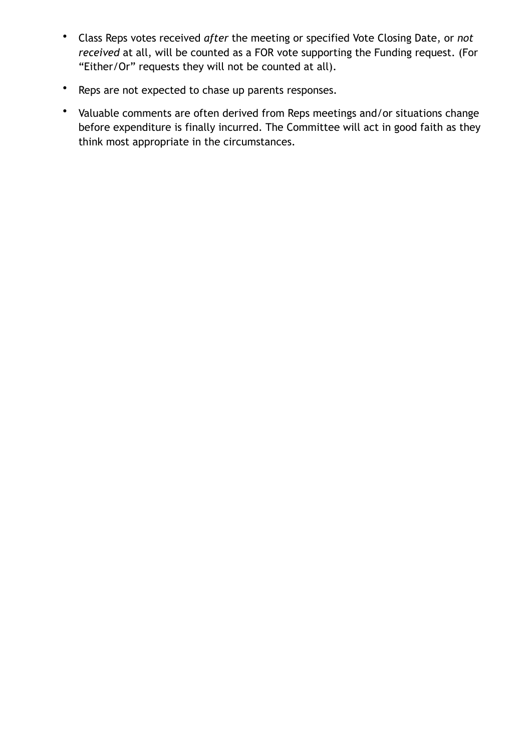- Class Reps votes received *after* the meeting or specified Vote Closing Date, or *not received* at all, will be counted as a FOR vote supporting the Funding request. (For “Either/Or” requests they will not be counted at all).
- Reps are not expected to chase up parents responses.
- Valuable comments are often derived from Reps meetings and/or situations change before expenditure is finally incurred. The Committee will act in good faith as they think most appropriate in the circumstances.